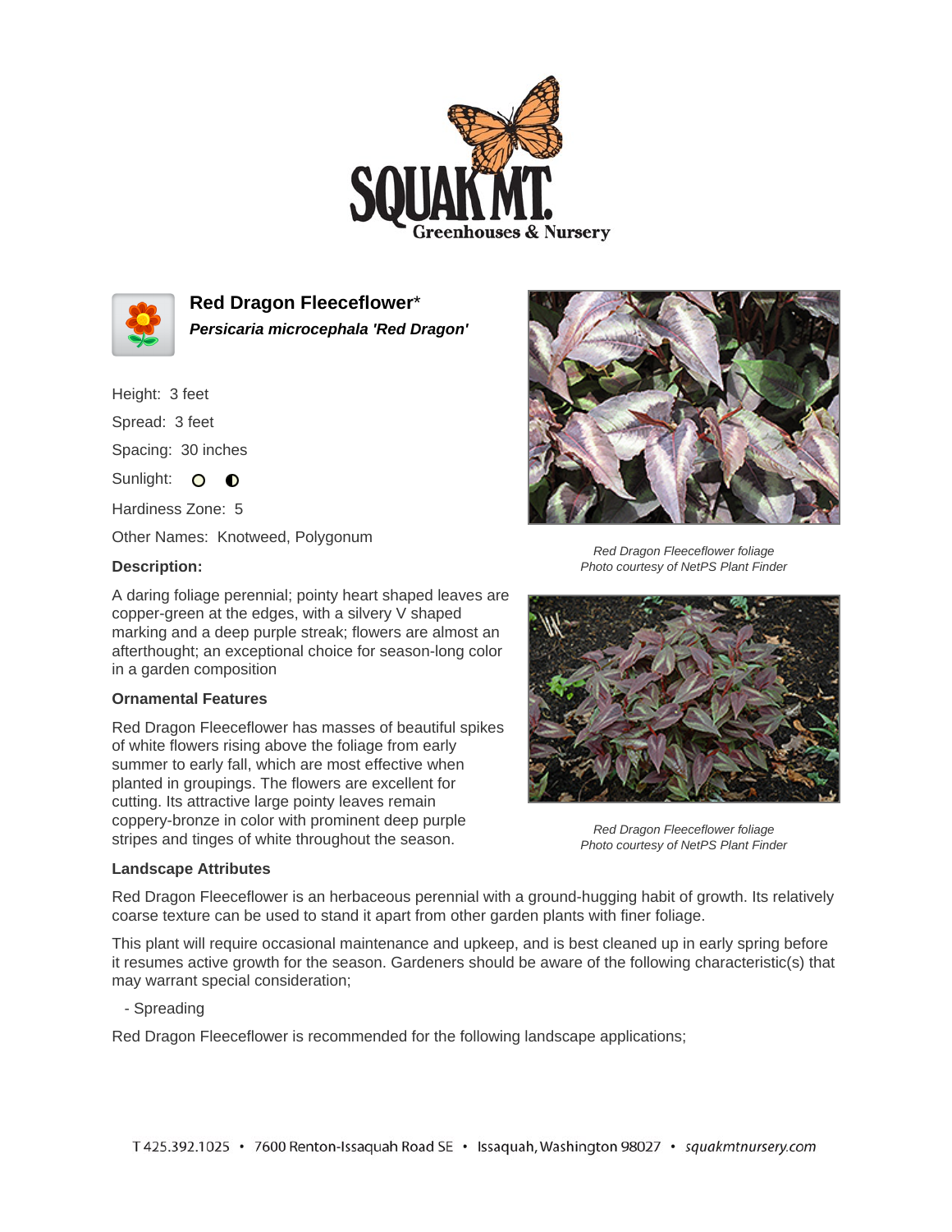# Red Dragon Fleeceflower*

***Persicaria microcephala 'Red Dragon'***

Height: 3 feet

Spread: 3 feet

Spacing: 30 inches

Sunlight: ○ ◐

Hardiness Zone: 5

Other Names: Knotweed, Polygonum

**Description:**

A daring foliage perennial; pointy heart shaped leaves are copper-green at the edges, with a silvery V shaped marking and a deep purple streak; flowers are almost an afterthought; an exceptional choice for season-long color in a garden composition

*Red Dragon Fleeceflower foliage*
*Photo courtesy of NetPS Plant Finder*

### Ornamental Features

Red Dragon Fleeceflower has masses of beautiful spikes of white flowers rising above the foliage from early summer to early fall, which are most effective when planted in groupings. The flowers are excellent for cutting. Its attractive large pointy leaves remain coppery-bronze in color with prominent deep purple stripes and tinges of white throughout the season.

*Red Dragon Fleeceflower foliage*
*Photo courtesy of NetPS Plant Finder*

### Landscape Attributes

Red Dragon Fleeceflower is an herbaceous perennial with a ground-hugging habit of growth. Its relatively coarse texture can be used to stand it apart from other garden plants with finer foliage.

This plant will require occasional maintenance and upkeep, and is best cleaned up in early spring before it resumes active growth for the season. Gardeners should be aware of the following characteristic(s) that may warrant special consideration;

- Spreading

Red Dragon Fleeceflower is recommended for the following landscape applications;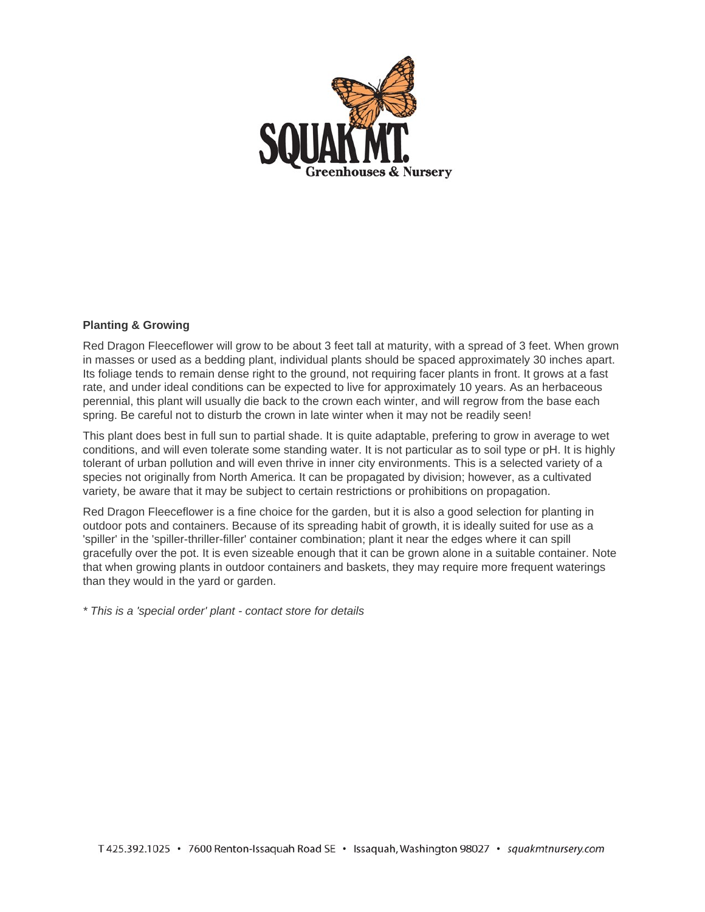**Planting & Growing**

Red Dragon Fleeceflower will grow to be about 3 feet tall at maturity, with a spread of 3 feet. When grown in masses or used as a bedding plant, individual plants should be spaced approximately 30 inches apart. Its foliage tends to remain dense right to the ground, not requiring facer plants in front. It grows at a fast rate, and under ideal conditions can be expected to live for approximately 10 years. As an herbaceous perennial, this plant will usually die back to the crown each winter, and will regrow from the base each spring. Be careful not to disturb the crown in late winter when it may not be readily seen!

This plant does best in full sun to partial shade. It is quite adaptable, prefering to grow in average to wet conditions, and will even tolerate some standing water. It is not particular as to soil type or pH. It is highly tolerant of urban pollution and will even thrive in inner city environments. This is a selected variety of a species not originally from North America. It can be propagated by division; however, as a cultivated variety, be aware that it may be subject to certain restrictions or prohibitions on propagation.

Red Dragon Fleeceflower is a fine choice for the garden, but it is also a good selection for planting in outdoor pots and containers. Because of its spreading habit of growth, it is ideally suited for use as a 'spiller' in the 'spiller-thriller-filler' container combination; plant it near the edges where it can spill gracefully over the pot. It is even sizeable enough that it can be grown alone in a suitable container. Note that when growing plants in outdoor containers and baskets, they may require more frequent waterings than they would in the yard or garden.

*\* This is a 'special order' plant - contact store for details*